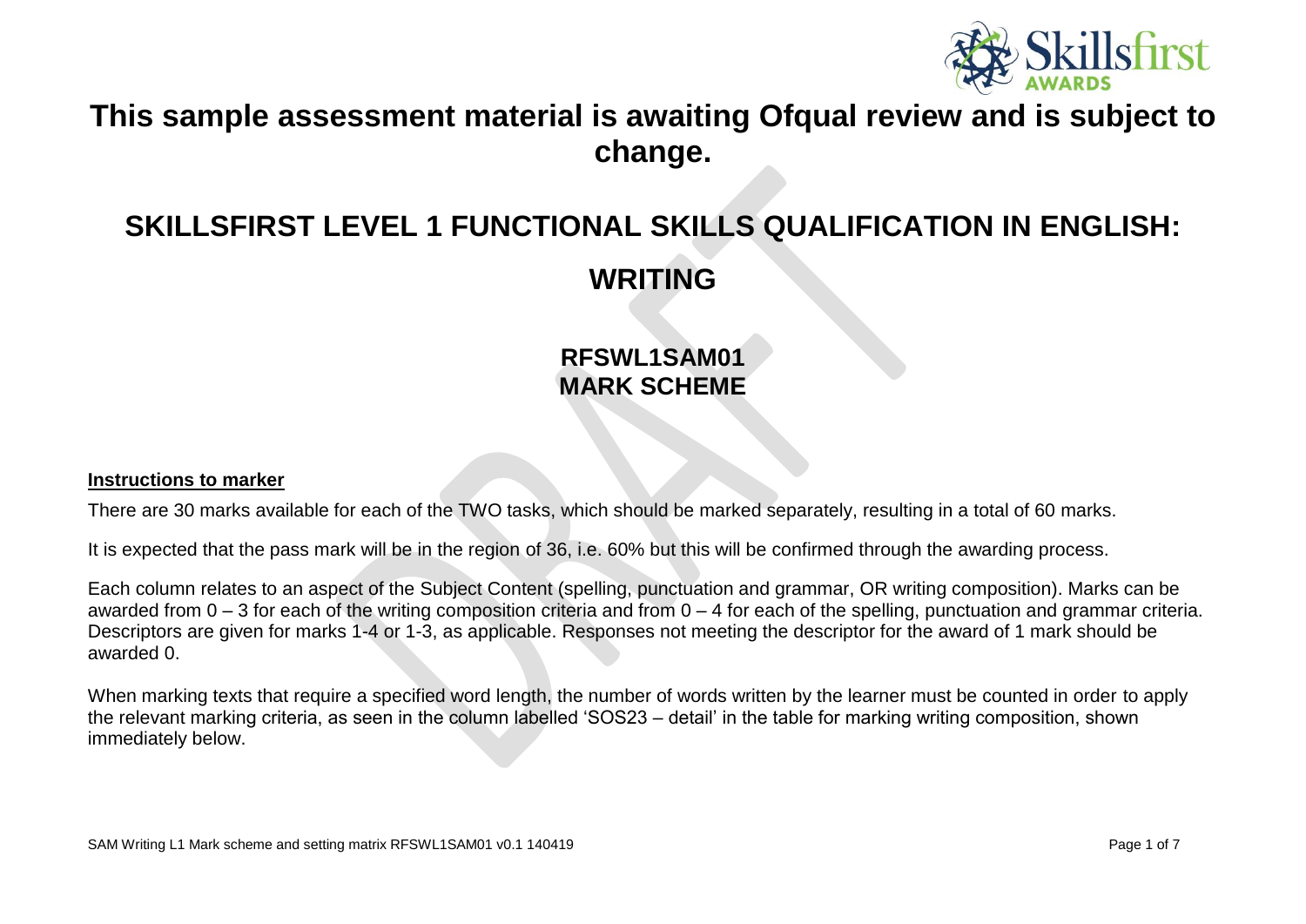# This sample assessment material is awaiting Ofqual review and is subject to change.

# SKILLSFIRST LEVEL 1 FUNCTIONAL SKILLS QUALIFICATION IN ENGLISH: WRITING

## RFSWL1SAM01
## MARK SCHEME

**Instructions to marker**

There are 30 marks available for each of the TWO tasks, which should be marked separately, resulting in a total of 60 marks.

It is expected that the pass mark will be in the region of 36, i.e. 60% but this will be confirmed through the awarding process.

Each column relates to an aspect of the Subject Content (spelling, punctuation and grammar, OR writing composition). Marks can be awarded from 0 – 3 for each of the writing composition criteria and from 0 – 4 for each of the spelling, punctuation and grammar criteria. Descriptors are given for marks 1-4 or 1-3, as applicable. Responses not meeting the descriptor for the award of 1 mark should be awarded 0.

When marking texts that require a specified word length, the number of words written by the learner must be counted in order to apply the relevant marking criteria, as seen in the column labelled 'SOS23 – detail' in the table for marking writing composition, shown immediately below.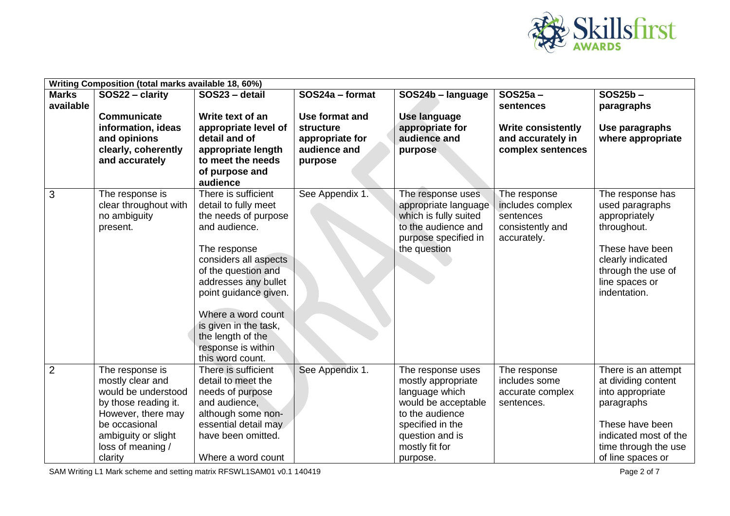| Writing Composition (total marks available 18, 60%) | | | | | | |
|---|---|---|---|---|---|---|
| **Marks available** | **SOS22 – clarity**<br><br>**Communicate information, ideas and opinions clearly, coherently and accurately** | **SOS23 – detail**<br><br>**Write text of an appropriate level of detail and of appropriate length to meet the needs of purpose and audience** | **SOS24a – format**<br><br>**Use format and structure appropriate for audience and purpose** | **SOS24b – language**<br><br>**Use language appropriate for audience and purpose** | **SOS25a – sentences**<br><br>**Write consistently and accurately in complex sentences** | **SOS25b – paragraphs**<br><br>**Use paragraphs where appropriate** |
| 3 | The response is clear throughout with no ambiguity present. | There is sufficient detail to fully meet the needs of purpose and audience.<br><br>The response considers all aspects of the question and addresses any bullet point guidance given.<br><br>Where a word count is given in the task, the length of the response is within this word count. | See Appendix 1. | The response uses appropriate language which is fully suited to the audience and purpose specified in the question | The response includes complex sentences consistently and accurately. | The response has used paragraphs appropriately throughout.<br><br>These have been clearly indicated through the use of line spaces or indentation. |
| 2 | The response is mostly clear and would be understood by those reading it. However, there may be occasional ambiguity or slight loss of meaning / clarity | There is sufficient detail to meet the needs of purpose and audience, although some non-essential detail may have been omitted.<br><br>Where a word count | See Appendix 1. | The response uses mostly appropriate language which would be acceptable to the audience specified in the question and is mostly fit for purpose. | The response includes some accurate complex sentences. | There is an attempt at dividing content into appropriate paragraphs<br><br>These have been indicated most of the time through the use of line spaces or |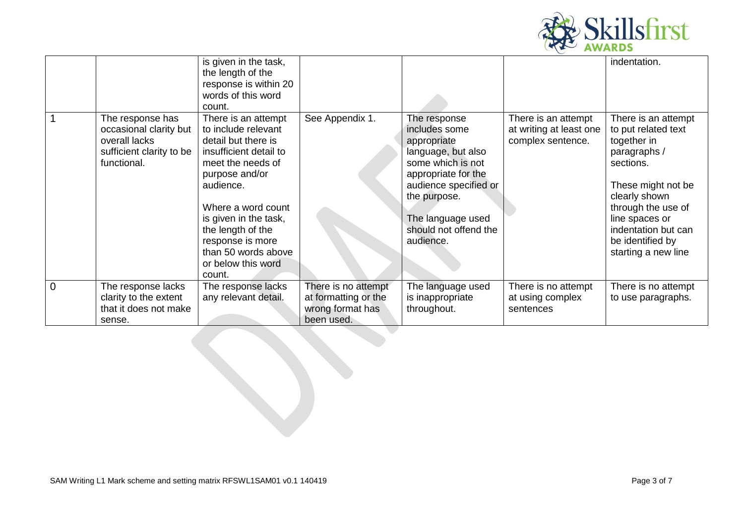|  |  | is given in the task, the length of the response is within 20 words of this word count. |  |  |  | indentation. |
|---|---|---|---|---|---|---|
| 1 | The response has occasional clarity but overall lacks sufficient clarity to be functional. | There is an attempt to include relevant detail but there is insufficient detail to meet the needs of purpose and/or audience.<br><br>Where a word count is given in the task, the length of the response is more than 50 words above or below this word count. | See Appendix 1. | The response includes some appropriate language, but also some which is not appropriate for the audience specified or the purpose.<br><br>The language used should not offend the audience. | There is an attempt at writing at least one complex sentence. | There is an attempt to put related text together in paragraphs / sections.<br><br>These might not be clearly shown through the use of line spaces or indentation but can be identified by starting a new line |
| 0 | The response lacks clarity to the extent that it does not make sense. | The response lacks any relevant detail. | There is no attempt at formatting or the wrong format has been used. | The language used is inappropriate throughout. | There is no attempt at using complex sentences | There is no attempt to use paragraphs. |

SAM Writing L1 Mark scheme and setting matrix RFSWL1SAM01 v0.1 140419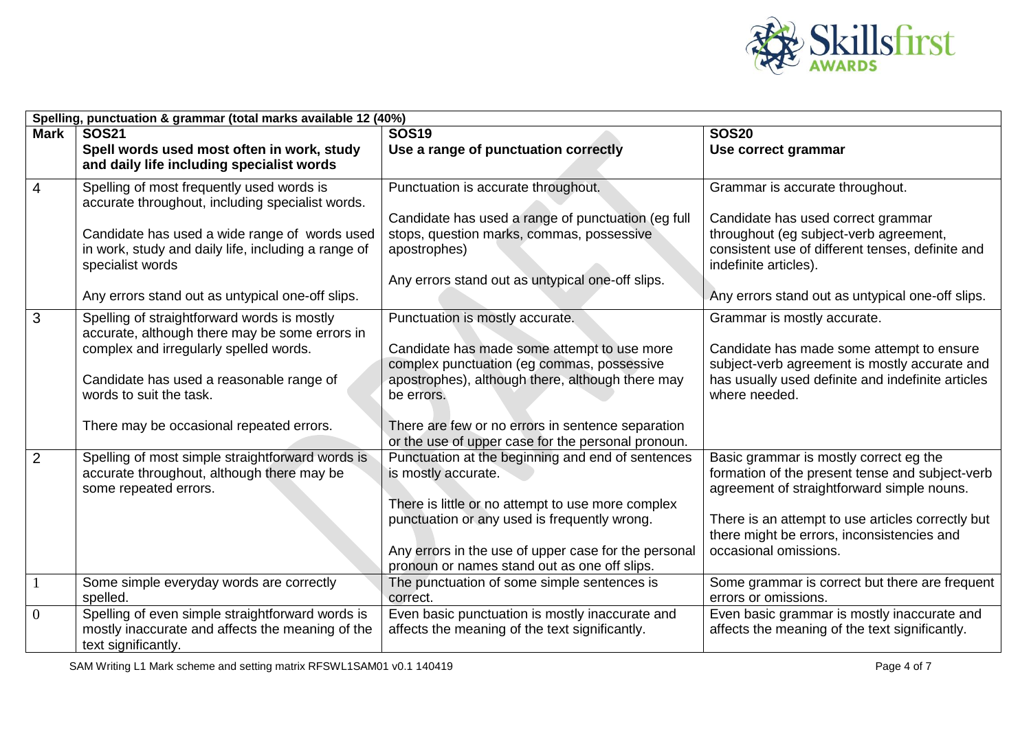| Spelling, punctuation & grammar (total marks available 12 (40%) | | | |
|---|---|---|---|
| **Mark** | **SOS21**<br>**Spell words used most often in work, study and daily life including specialist words** | **SOS19**<br>**Use a range of punctuation correctly** | **SOS20**<br>**Use correct grammar** |
| 4 | Spelling of most frequently used words is accurate throughout, including specialist words.<br><br>Candidate has used a wide range of words used in work, study and daily life, including a range of specialist words<br><br>Any errors stand out as untypical one-off slips. | Punctuation is accurate throughout.<br><br>Candidate has used a range of punctuation (eg full stops, question marks, commas, possessive apostrophes)<br><br>Any errors stand out as untypical one-off slips. | Grammar is accurate throughout.<br><br>Candidate has used correct grammar throughout (eg subject-verb agreement, consistent use of different tenses, definite and indefinite articles).<br><br>Any errors stand out as untypical one-off slips. |
| 3 | Spelling of straightforward words is mostly accurate, although there may be some errors in complex and irregularly spelled words.<br><br>Candidate has used a reasonable range of words to suit the task.<br><br>There may be occasional repeated errors. | Punctuation is mostly accurate.<br><br>Candidate has made some attempt to use more complex punctuation (eg commas, possessive apostrophes), although there, although there may be errors.<br><br>There are few or no errors in sentence separation or the use of upper case for the personal pronoun. | Grammar is mostly accurate.<br><br>Candidate has made some attempt to ensure subject-verb agreement is mostly accurate and has usually used definite and indefinite articles where needed. |
| 2 | Spelling of most simple straightforward words is accurate throughout, although there may be some repeated errors. | Punctuation at the beginning and end of sentences is mostly accurate.<br><br>There is little or no attempt to use more complex punctuation or any used is frequently wrong.<br><br>Any errors in the use of upper case for the personal pronoun or names stand out as one off slips. | Basic grammar is mostly correct eg the formation of the present tense and subject-verb agreement of straightforward simple nouns.<br><br>There is an attempt to use articles correctly but there might be errors, inconsistencies and occasional omissions. |
| 1 | Some simple everyday words are correctly spelled. | The punctuation of some simple sentences is correct. | Some grammar is correct but there are frequent errors or omissions. |
| 0 | Spelling of even simple straightforward words is mostly inaccurate and affects the meaning of the text significantly. | Even basic punctuation is mostly inaccurate and affects the meaning of the text significantly. | Even basic grammar is mostly inaccurate and affects the meaning of the text significantly. |

SAM Writing L1 Mark scheme and setting matrix RFSWL1SAM01 v0.1 140419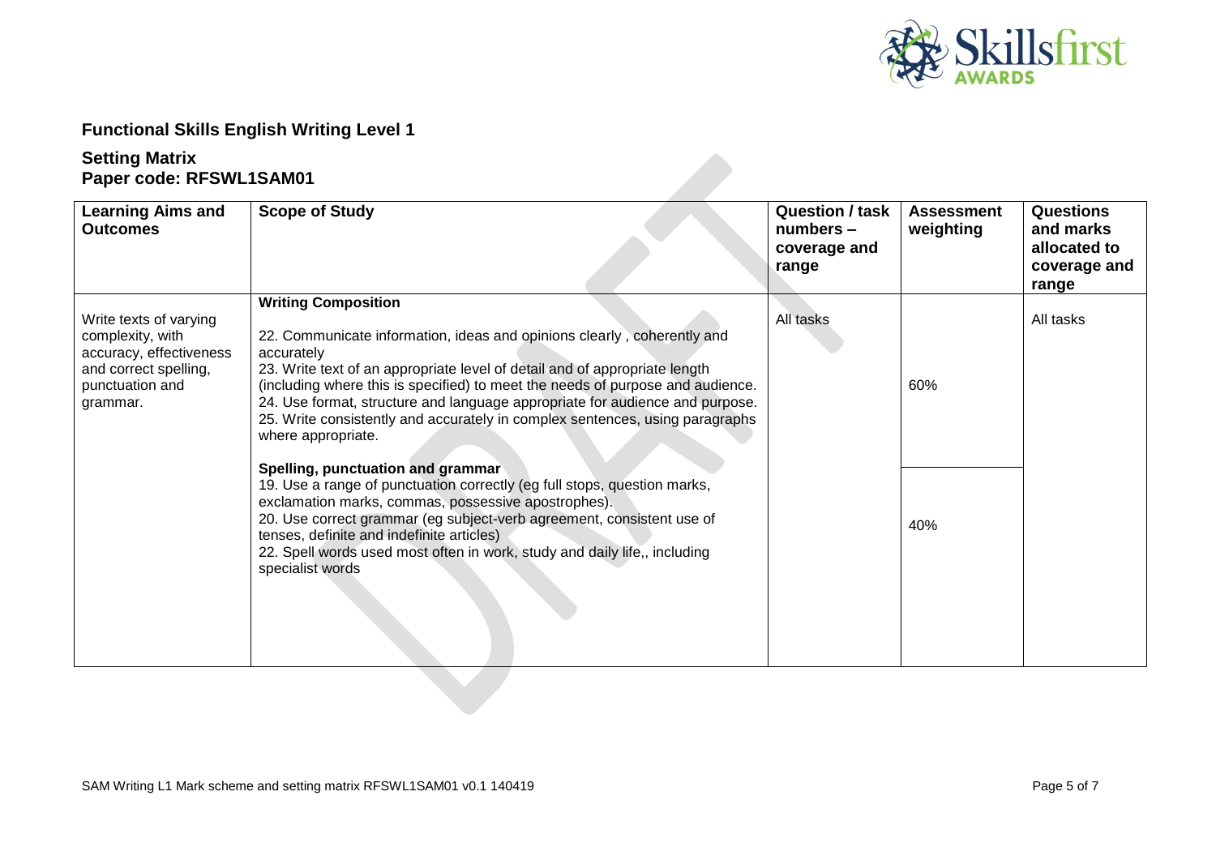## Functional Skills English Writing Level 1

### Setting Matrix
### Paper code: RFSWL1SAM01

| Learning Aims and Outcomes | Scope of Study | Question / task numbers – coverage and range | Assessment weighting | Questions and marks allocated to coverage and range |
|---|---|---|---|---|
| Write texts of varying complexity, with accuracy, effectiveness and correct spelling, punctuation and grammar. | **Writing Composition**<br>22. Communicate information, ideas and opinions clearly , coherently and accurately<br>23. Write text of an appropriate level of detail and of appropriate length (including where this is specified) to meet the needs of purpose and audience.<br>24. Use format, structure and language appropriate for audience and purpose.<br>25. Write consistently and accurately in complex sentences, using paragraphs where appropriate. | All tasks | 60% | All tasks |
| | **Spelling, punctuation and grammar**<br>19. Use a range of punctuation correctly (eg full stops, question marks, exclamation marks, commas, possessive apostrophes).<br>20. Use correct grammar (eg subject-verb agreement, consistent use of tenses, definite and indefinite articles)<br>22. Spell words used most often in work, study and daily life,, including specialist words | | 40% | |

SAM Writing L1 Mark scheme and setting matrix RFSWL1SAM01 v0.1 140419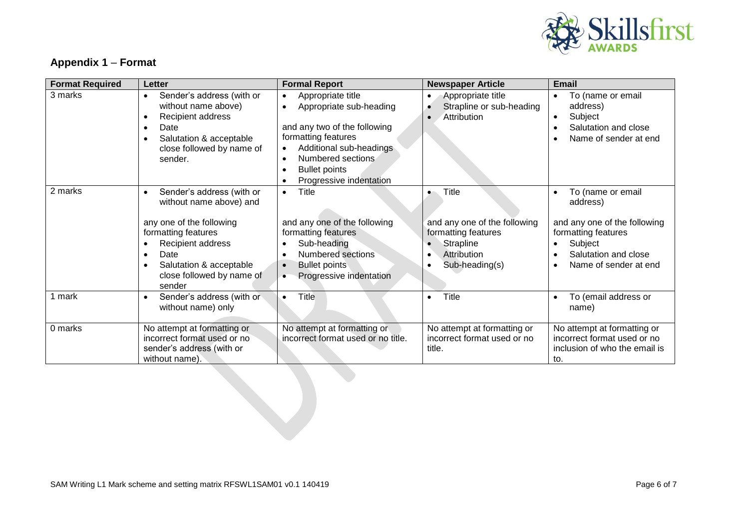## Appendix 1 – Format

| Format Required | Letter | Formal Report | Newspaper Article | Email |
|---|---|---|---|---|
| 3 marks | • Sender's address (with or without name above)<br>• Recipient address<br>• Date<br>• Salutation & acceptable close followed by name of sender. | • Appropriate title<br>• Appropriate sub-heading<br><br>and any two of the following formatting features<br>• Additional sub-headings<br>• Numbered sections<br>• Bullet points<br>• Progressive indentation | • Appropriate title<br>• Strapline or sub-heading<br>• Attribution | • To (name or email address)<br>• Subject<br>• Salutation and close<br>• Name of sender at end |
| 2 marks | • Sender's address (with or without name above) and<br><br>any one of the following formatting features<br>• Recipient address<br>• Date<br>• Salutation & acceptable close followed by name of sender | • Title<br><br>and any one of the following formatting features<br>• Sub-heading<br>• Numbered sections<br>• Bullet points<br>• Progressive indentation | • Title<br><br>and any one of the following formatting features<br>• Strapline<br>• Attribution<br>• Sub-heading(s) | • To (name or email address)<br><br>and any one of the following formatting features<br>• Subject<br>• Salutation and close<br>• Name of sender at end |
| 1 mark | • Sender's address (with or without name) only | • Title | • Title | • To (email address or name) |
| 0 marks | No attempt at formatting or incorrect format used or no sender's address (with or without name). | No attempt at formatting or incorrect format used or no title. | No attempt at formatting or incorrect format used or no title. | No attempt at formatting or incorrect format used or no inclusion of who the email is to. |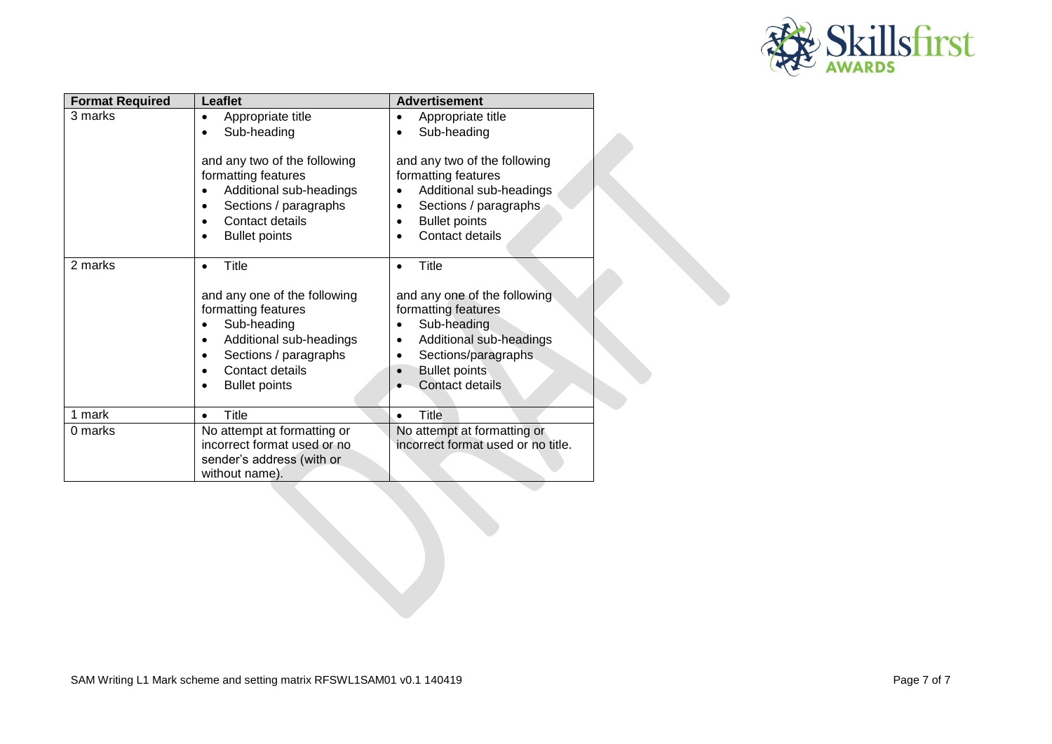| Format Required | Leaflet | Advertisement |
|---|---|---|
| 3 marks | • Appropriate title<br>• Sub-heading<br><br>and any two of the following formatting features<br>• Additional sub-headings<br>• Sections / paragraphs<br>• Contact details<br>• Bullet points | • Appropriate title<br>• Sub-heading<br><br>and any two of the following formatting features<br>• Additional sub-headings<br>• Sections / paragraphs<br>• Bullet points<br>• Contact details |
| 2 marks | • Title<br><br>and any one of the following formatting features<br>• Sub-heading<br>• Additional sub-headings<br>• Sections / paragraphs<br>• Contact details<br>• Bullet points | • Title<br><br>and any one of the following formatting features<br>• Sub-heading<br>• Additional sub-headings<br>• Sections/paragraphs<br>• Bullet points<br>• Contact details |
| 1 mark | • Title | • Title |
| 0 marks | No attempt at formatting or incorrect format used or no sender's address (with or without name). | No attempt at formatting or incorrect format used or no title. |

SAM Writing L1 Mark scheme and setting matrix RFSWL1SAM01 v0.1 140419